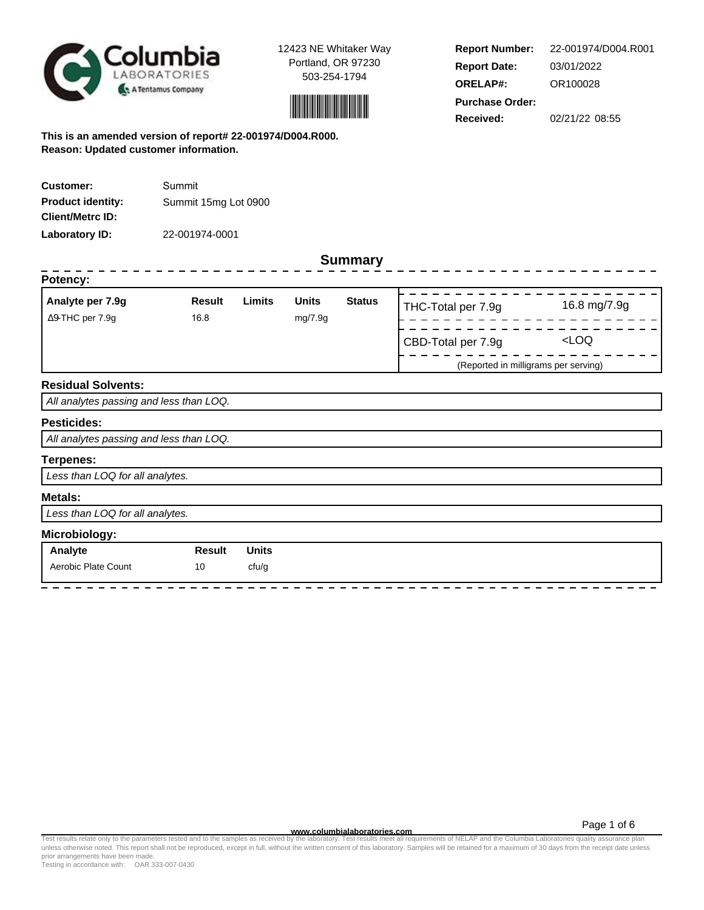12423 NE Whitaker Way
Portland, OR 97230
503-254-1794

| | |
|---|---|
| **Report Number:** | 22-001974/D004.R001 |
| **Report Date:** | 03/01/2022 |
| **ORELAP#:** | OR100028 |
| **Purchase Order:** | |
| **Received:** | 02/21/22 08:55 |

**This is an amended version of report# 22-001974/D004.R000.**
**Reason: Updated customer information.**

| | |
|---|---|
| **Customer:** | Summit |
| **Product identity:** | Summit 15mg Lot 0900 |
| **Client/Metrc ID:** | |
| **Laboratory ID:** | 22-001974-0001 |

## Summary

### Potency:

| Analyte per 7.9g | Result | Limits | Units | Status |
|---|---|---|---|---|
| Δ9-THC per 7.9g | 16.8 | | mg/7.9g | |

| | |
|---|---|
| THC-Total per 7.9g | 16.8 mg/7.9g |
| CBD-Total per 7.9g | <LOQ |

(Reported in milligrams per serving)

### Residual Solvents:

*All analytes passing and less than LOQ.*

### Pesticides:

*All analytes passing and less than LOQ.*

### Terpenes:

*Less than LOQ for all analytes.*

### Metals:

*Less than LOQ for all analytes.*

### Microbiology:

| Analyte | Result | Units |
|---|---|---|
| Aerobic Plate Count | 10 | cfu/g |

www.columbialaboratories.com

Test results relate only to the parameters tested and to the samples as received by the laboratory. Test results meet all requirements of NELAP and the Columbia Laboratories quality assurance plan unless otherwise noted. This report shall not be reproduced, except in full, without the written consent of this laboratory. Samples will be retained for a maximum of 30 days from the receipt date unless prior arrangements have been made.
Testing in accordance with: OAR 333-007-0430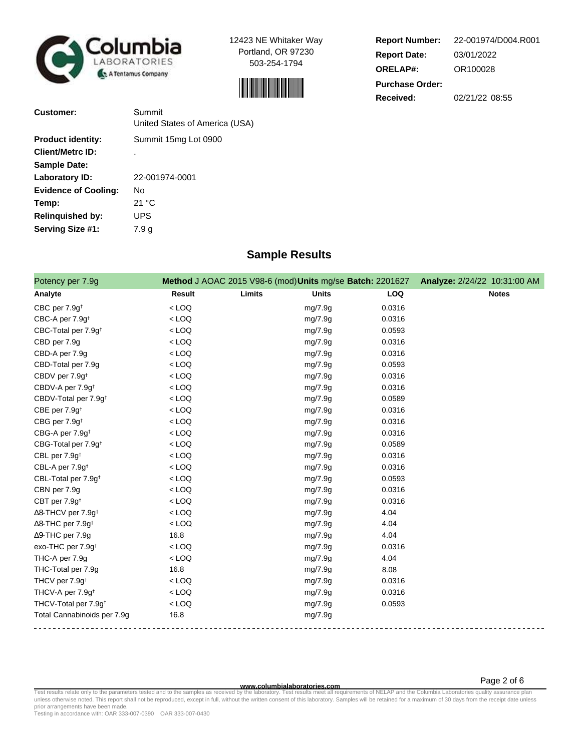Columbia LABORATORIES A Tentamus Company

12423 NE Whitaker Way
Portland, OR 97230
503-254-1794

**Report Number:** 22-001974/D004.R001
**Report Date:** 03/01/2022
**ORELAP#:** OR100028
**Purchase Order:**
**Received:** 02/21/22 08:55

**Customer:** Summit
United States of America (USA)

**Product identity:** Summit 15mg Lot 0900
**Client/Metrc ID:** .
**Sample Date:**
**Laboratory ID:** 22-001974-0001
**Evidence of Cooling:** No
**Temp:** 21 °C
**Relinquished by:** UPS
**Serving Size #1:** 7.9 g

## Sample Results

Potency per 7.9g — **Method** J AOAC 2015 V98-6 (mod) **Units** mg/se **Batch:** 2201627 **Analyze:** 2/24/22 10:31:00 AM

| Analyte | Result | Limits | Units | LOQ | Notes |
|---|---|---|---|---|---|
| CBC per 7.9g† | < LOQ | | mg/7.9g | 0.0316 | |
| CBC-A per 7.9g† | < LOQ | | mg/7.9g | 0.0316 | |
| CBC-Total per 7.9g† | < LOQ | | mg/7.9g | 0.0593 | |
| CBD per 7.9g | < LOQ | | mg/7.9g | 0.0316 | |
| CBD-A per 7.9g | < LOQ | | mg/7.9g | 0.0316 | |
| CBD-Total per 7.9g | < LOQ | | mg/7.9g | 0.0593 | |
| CBDV per 7.9g† | < LOQ | | mg/7.9g | 0.0316 | |
| CBDV-A per 7.9g† | < LOQ | | mg/7.9g | 0.0316 | |
| CBDV-Total per 7.9g† | < LOQ | | mg/7.9g | 0.0589 | |
| CBE per 7.9g† | < LOQ | | mg/7.9g | 0.0316 | |
| CBG per 7.9g† | < LOQ | | mg/7.9g | 0.0316 | |
| CBG-A per 7.9g† | < LOQ | | mg/7.9g | 0.0316 | |
| CBG-Total per 7.9g† | < LOQ | | mg/7.9g | 0.0589 | |
| CBL per 7.9g† | < LOQ | | mg/7.9g | 0.0316 | |
| CBL-A per 7.9g† | < LOQ | | mg/7.9g | 0.0316 | |
| CBL-Total per 7.9g† | < LOQ | | mg/7.9g | 0.0593 | |
| CBN per 7.9g | < LOQ | | mg/7.9g | 0.0316 | |
| CBT per 7.9g† | < LOQ | | mg/7.9g | 0.0316 | |
| Δ8-THCV per 7.9g† | < LOQ | | mg/7.9g | 4.04 | |
| Δ8-THC per 7.9g† | < LOQ | | mg/7.9g | 4.04 | |
| Δ9-THC per 7.9g | 16.8 | | mg/7.9g | 4.04 | |
| exo-THC per 7.9g† | < LOQ | | mg/7.9g | 0.0316 | |
| THC-A per 7.9g | < LOQ | | mg/7.9g | 4.04 | |
| THC-Total per 7.9g | 16.8 | | mg/7.9g | 8.08 | |
| THCV per 7.9g† | < LOQ | | mg/7.9g | 0.0316 | |
| THCV-A per 7.9g† | < LOQ | | mg/7.9g | 0.0316 | |
| THCV-Total per 7.9g† | < LOQ | | mg/7.9g | 0.0593 | |
| Total Cannabinoids per 7.9g | 16.8 | | mg/7.9g | | |

www.columbialaboratories.com

Test results relate only to the parameters tested and to the samples as received by the laboratory. Test results meet all requirements of NELAP and the Columbia Laboratories quality assurance plan unless otherwise noted. This report shall not be reproduced, except in full, without the written consent of this laboratory. Samples will be retained for a maximum of 30 days from the receipt date unless prior arrangements have been made.
Testing in accordance with: OAR 333-007-0390 OAR 333-007-0430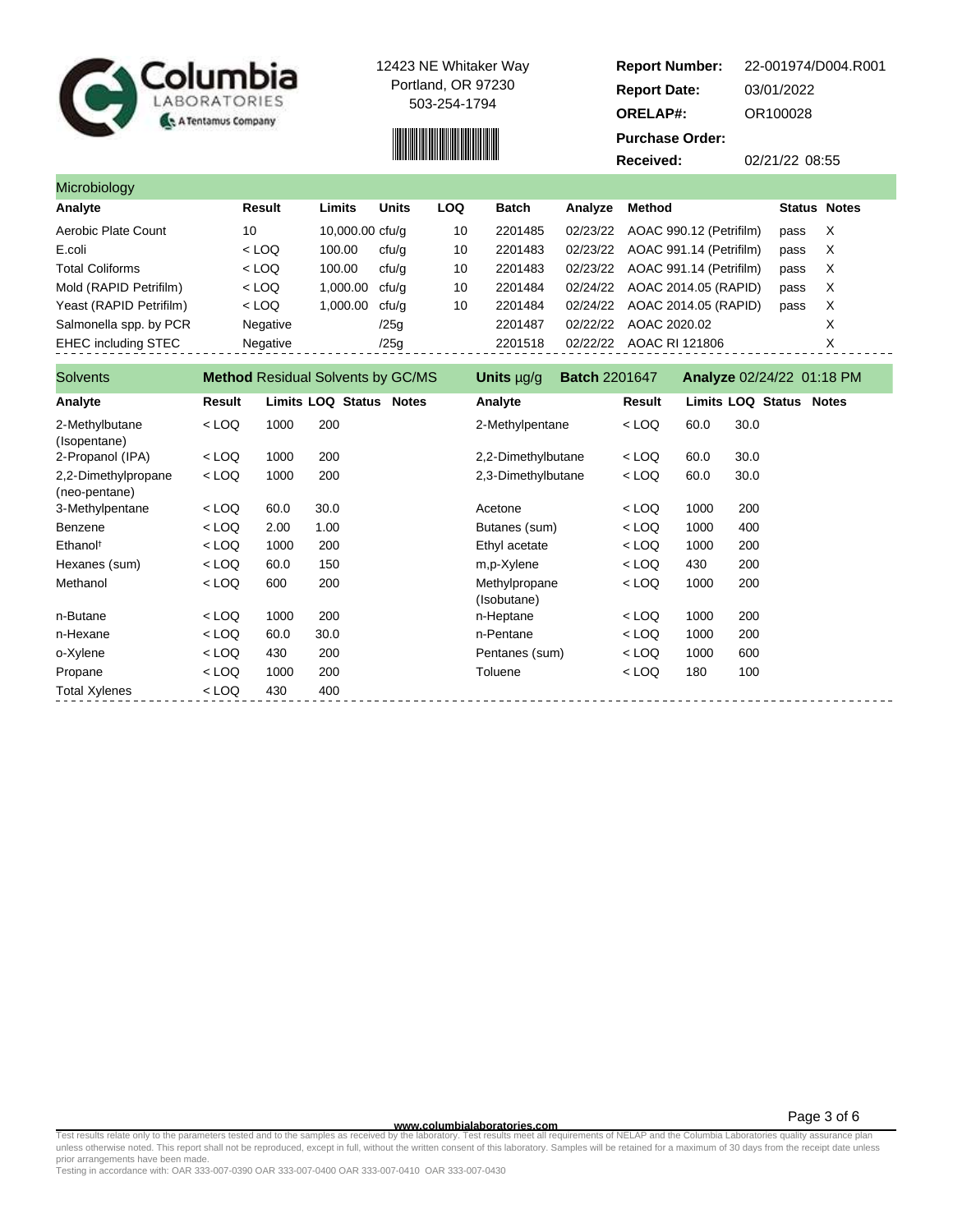Columbia LABORATORIES
A Tentamus Company

12423 NE Whitaker Way
Portland, OR 97230
503-254-1794

**Report Number:** 22-001974/D004.R001
**Report Date:** 03/01/2022
**ORELAP#:** OR100028
**Purchase Order:**
**Received:** 02/21/22 08:55

## Microbiology

| Analyte | Result | Limits | Units | LOQ | Batch | Analyze | Method | Status | Notes |
|---|---|---|---|---|---|---|---|---|---|
| Aerobic Plate Count | 10 | 10,000.00 | cfu/g | 10 | 2201485 | 02/23/22 | AOAC 990.12 (Petrifilm) | pass | X |
| E.coli | < LOQ | 100.00 | cfu/g | 10 | 2201483 | 02/23/22 | AOAC 991.14 (Petrifilm) | pass | X |
| Total Coliforms | < LOQ | 100.00 | cfu/g | 10 | 2201483 | 02/23/22 | AOAC 991.14 (Petrifilm) | pass | X |
| Mold (RAPID Petrifilm) | < LOQ | 1,000.00 | cfu/g | 10 | 2201484 | 02/24/22 | AOAC 2014.05 (RAPID) | pass | X |
| Yeast (RAPID Petrifilm) | < LOQ | 1,000.00 | cfu/g | 10 | 2201484 | 02/24/22 | AOAC 2014.05 (RAPID) | pass | X |
| Salmonella spp. by PCR | Negative | | /25g | | 2201487 | 02/22/22 | AOAC 2020.02 | | X |
| EHEC including STEC | Negative | | /25g | | 2201518 | 02/22/22 | AOAC RI 121806 | | X |

## Solvents

**Method** Residual Solvents by GC/MS **Units** µg/g **Batch** 2201647 **Analyze** 02/24/22 01:18 PM

| Analyte | Result | Limits | LOQ | Status | Notes | Analyte | Result | Limits | LOQ | Status | Notes |
|---|---|---|---|---|---|---|---|---|---|---|---|
| 2-Methylbutane (Isopentane) | < LOQ | 1000 | 200 | | | 2-Methylpentane | < LOQ | 60.0 | 30.0 | | |
| 2-Propanol (IPA) | < LOQ | 1000 | 200 | | | 2,2-Dimethylbutane | < LOQ | 60.0 | 30.0 | | |
| 2,2-Dimethylpropane (neo-pentane) | < LOQ | 1000 | 200 | | | 2,3-Dimethylbutane | < LOQ | 60.0 | 30.0 | | |
| 3-Methylpentane | < LOQ | 60.0 | 30.0 | | | Acetone | < LOQ | 1000 | 200 | | |
| Benzene | < LOQ | 2.00 | 1.00 | | | Butanes (sum) | < LOQ | 1000 | 400 | | |
| Ethanol† | < LOQ | 1000 | 200 | | | Ethyl acetate | < LOQ | 1000 | 200 | | |
| Hexanes (sum) | < LOQ | 60.0 | 150 | | | m,p-Xylene | < LOQ | 430 | 200 | | |
| Methanol | < LOQ | 600 | 200 | | | Methylpropane (Isobutane) | < LOQ | 1000 | 200 | | |
| n-Butane | < LOQ | 1000 | 200 | | | n-Heptane | < LOQ | 1000 | 200 | | |
| n-Hexane | < LOQ | 60.0 | 30.0 | | | n-Pentane | < LOQ | 1000 | 200 | | |
| o-Xylene | < LOQ | 430 | 200 | | | Pentanes (sum) | < LOQ | 1000 | 600 | | |
| Propane | < LOQ | 1000 | 200 | | | Toluene | < LOQ | 180 | 100 | | |
| Total Xylenes | < LOQ | 430 | 400 | | | | | | | | |

www.columbialaboratories.com

Test results relate only to the parameters tested and to the samples as received by the laboratory. Test results meet all requirements of NELAP and the Columbia Laboratories quality assurance plan unless otherwise noted. This report shall not be reproduced, except in full, without the written consent of this laboratory. Samples will be retained for a maximum of 30 days from the receipt date unless prior arrangements have been made.
Testing in accordance with: OAR 333-007-0390 OAR 333-007-0400 OAR 333-007-0410 OAR 333-007-0430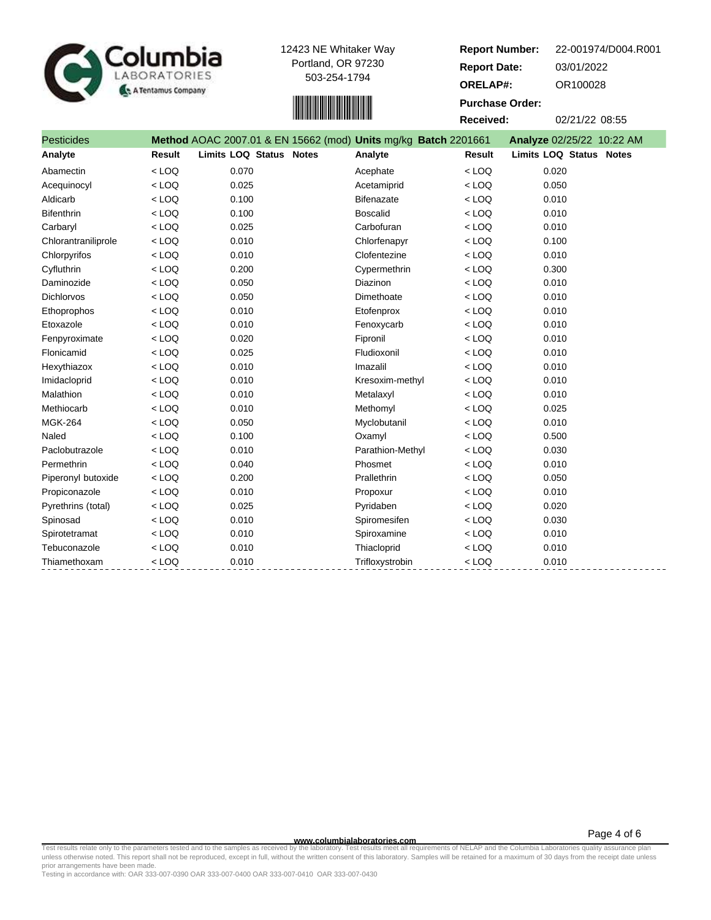Columbia LABORATORIES
A Tentamus Company

12423 NE Whitaker Way
Portland, OR 97230
503-254-1794

**Report Number:** 22-001974/D004.R001
**Report Date:** 03/01/2022
**ORELAP#:** OR100028
**Purchase Order:**
**Received:** 02/21/22 08:55

## Pesticides

**Method** AOAC 2007.01 & EN 15662 (mod) **Units** mg/kg **Batch** 2201661 **Analyze** 02/25/22 10:22 AM

| Analyte | Result | Limits | LOQ | Status | Notes | Analyte | Result | Limits | LOQ | Status | Notes |
|---|---|---|---|---|---|---|---|---|---|---|---|
| Abamectin | < LOQ | | 0.070 | | | Acephate | < LOQ | | 0.020 | | |
| Acequinocyl | < LOQ | | 0.025 | | | Acetamiprid | < LOQ | | 0.050 | | |
| Aldicarb | < LOQ | | 0.100 | | | Bifenazate | < LOQ | | 0.010 | | |
| Bifenthrin | < LOQ | | 0.100 | | | Boscalid | < LOQ | | 0.010 | | |
| Carbaryl | < LOQ | | 0.025 | | | Carbofuran | < LOQ | | 0.010 | | |
| Chlorantraniliprole | < LOQ | | 0.010 | | | Chlorfenapyr | < LOQ | | 0.100 | | |
| Chlorpyrifos | < LOQ | | 0.010 | | | Clofentezine | < LOQ | | 0.010 | | |
| Cyfluthrin | < LOQ | | 0.200 | | | Cypermethrin | < LOQ | | 0.300 | | |
| Daminozide | < LOQ | | 0.050 | | | Diazinon | < LOQ | | 0.010 | | |
| Dichlorvos | < LOQ | | 0.050 | | | Dimethoate | < LOQ | | 0.010 | | |
| Ethoprophos | < LOQ | | 0.010 | | | Etofenprox | < LOQ | | 0.010 | | |
| Etoxazole | < LOQ | | 0.010 | | | Fenoxycarb | < LOQ | | 0.010 | | |
| Fenpyroximate | < LOQ | | 0.020 | | | Fipronil | < LOQ | | 0.010 | | |
| Flonicamid | < LOQ | | 0.025 | | | Fludioxonil | < LOQ | | 0.010 | | |
| Hexythiazox | < LOQ | | 0.010 | | | Imazalil | < LOQ | | 0.010 | | |
| Imidacloprid | < LOQ | | 0.010 | | | Kresoxim-methyl | < LOQ | | 0.010 | | |
| Malathion | < LOQ | | 0.010 | | | Metalaxyl | < LOQ | | 0.010 | | |
| Methiocarb | < LOQ | | 0.010 | | | Methomyl | < LOQ | | 0.025 | | |
| MGK-264 | < LOQ | | 0.050 | | | Myclobutanil | < LOQ | | 0.010 | | |
| Naled | < LOQ | | 0.100 | | | Oxamyl | < LOQ | | 0.500 | | |
| Paclobutrazole | < LOQ | | 0.010 | | | Parathion-Methyl | < LOQ | | 0.030 | | |
| Permethrin | < LOQ | | 0.040 | | | Phosmet | < LOQ | | 0.010 | | |
| Piperonyl butoxide | < LOQ | | 0.200 | | | Prallethrin | < LOQ | | 0.050 | | |
| Propiconazole | < LOQ | | 0.010 | | | Propoxur | < LOQ | | 0.010 | | |
| Pyrethrins (total) | < LOQ | | 0.025 | | | Pyridaben | < LOQ | | 0.020 | | |
| Spinosad | < LOQ | | 0.010 | | | Spiromesifen | < LOQ | | 0.030 | | |
| Spirotetramat | < LOQ | | 0.010 | | | Spiroxamine | < LOQ | | 0.010 | | |
| Tebuconazole | < LOQ | | 0.010 | | | Thiacloprid | < LOQ | | 0.010 | | |
| Thiamethoxam | < LOQ | | 0.010 | | | Trifloxystrobin | < LOQ | | 0.010 | | |

www.columbialaboratories.com

Test results relate only to the parameters tested and to the samples as received by the laboratory. Test results meet all requirements of NELAP and the Columbia Laboratories quality assurance plan unless otherwise noted. This report shall not be reproduced, except in full, without the written consent of this laboratory. Samples will be retained for a maximum of 30 days from the receipt date unless prior arrangements have been made.
Testing in accordance with: OAR 333-007-0390 OAR 333-007-0400 OAR 333-007-0410 OAR 333-007-0430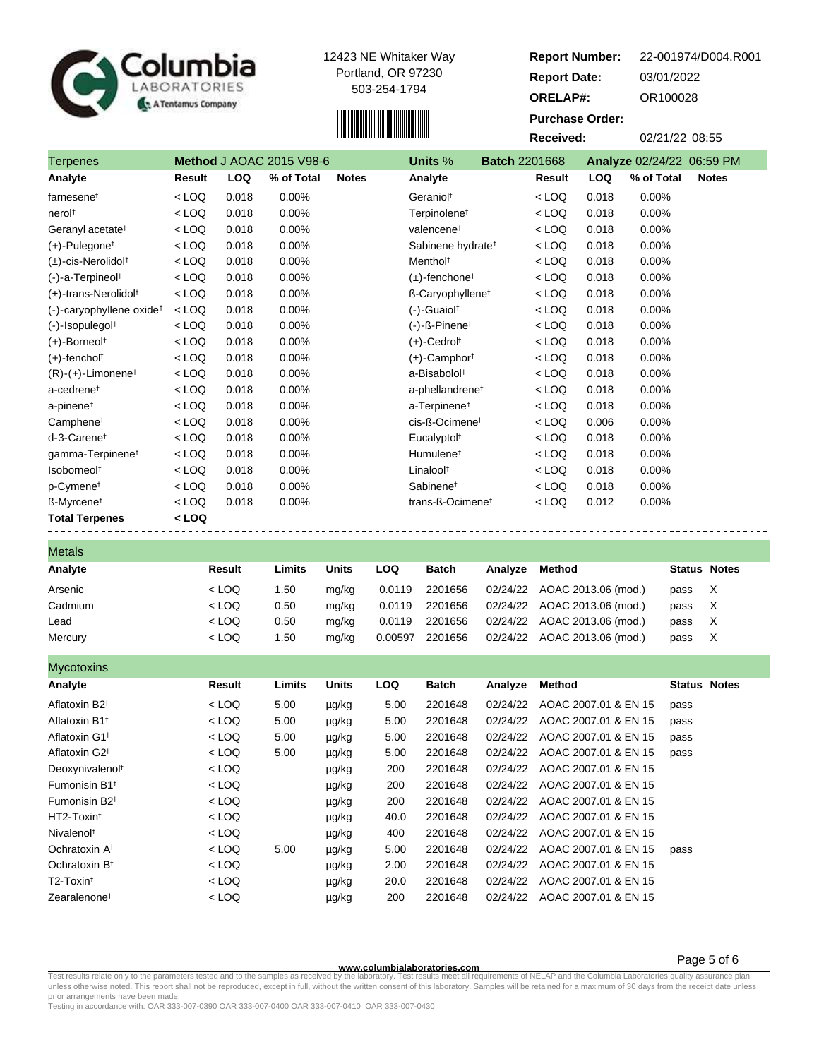**Columbia LABORATORIES** — A Tentamus Company

12423 NE Whitaker Way
Portland, OR 97230
503-254-1794

| | |
|---|---|
| **Report Number:** | 22-001974/D004.R001 |
| **Report Date:** | 03/01/2022 |
| **ORELAP#:** | OR100028 |
| **Purchase Order:** | |
| **Received:** | 02/21/22 08:55 |

## Terpenes

**Method** J AOAC 2015 V98-6 | **Units** % | **Batch** 2201668 | **Analyze** 02/24/22 06:59 PM

| Analyte | Result | LOQ | % of Total | Notes | Analyte | Result | LOQ | % of Total | Notes |
|---|---|---|---|---|---|---|---|---|---|
| farnesene† | < LOQ | 0.018 | 0.00% | | Geraniol† | < LOQ | 0.018 | 0.00% | |
| nerol† | < LOQ | 0.018 | 0.00% | | Terpinolene† | < LOQ | 0.018 | 0.00% | |
| Geranyl acetate† | < LOQ | 0.018 | 0.00% | | valencene† | < LOQ | 0.018 | 0.00% | |
| (+)-Pulegone† | < LOQ | 0.018 | 0.00% | | Sabinene hydrate† | < LOQ | 0.018 | 0.00% | |
| (±)-cis-Nerolidol† | < LOQ | 0.018 | 0.00% | | Menthol† | < LOQ | 0.018 | 0.00% | |
| (-)-a-Terpineol† | < LOQ | 0.018 | 0.00% | | (±)-fenchone† | < LOQ | 0.018 | 0.00% | |
| (±)-trans-Nerolidol† | < LOQ | 0.018 | 0.00% | | ß-Caryophyllene† | < LOQ | 0.018 | 0.00% | |
| (-)-caryophyllene oxide† | < LOQ | 0.018 | 0.00% | | (-)-Guaiol† | < LOQ | 0.018 | 0.00% | |
| (-)-Isopulegol† | < LOQ | 0.018 | 0.00% | | (-)-ß-Pinene† | < LOQ | 0.018 | 0.00% | |
| (+)-Borneol† | < LOQ | 0.018 | 0.00% | | (+)-Cedrol† | < LOQ | 0.018 | 0.00% | |
| (+)-fenchol† | < LOQ | 0.018 | 0.00% | | (±)-Camphor† | < LOQ | 0.018 | 0.00% | |
| (R)-(+)-Limonene† | < LOQ | 0.018 | 0.00% | | a-Bisabolol† | < LOQ | 0.018 | 0.00% | |
| a-cedrene† | < LOQ | 0.018 | 0.00% | | a-phellandrene† | < LOQ | 0.018 | 0.00% | |
| a-pinene† | < LOQ | 0.018 | 0.00% | | a-Terpinene† | < LOQ | 0.018 | 0.00% | |
| Camphene† | < LOQ | 0.018 | 0.00% | | cis-ß-Ocimene† | < LOQ | 0.006 | 0.00% | |
| d-3-Carene† | < LOQ | 0.018 | 0.00% | | Eucalyptol† | < LOQ | 0.018 | 0.00% | |
| gamma-Terpinene† | < LOQ | 0.018 | 0.00% | | Humulene† | < LOQ | 0.018 | 0.00% | |
| Isoborneol† | < LOQ | 0.018 | 0.00% | | Linalool† | < LOQ | 0.018 | 0.00% | |
| p-Cymene† | < LOQ | 0.018 | 0.00% | | Sabinene† | < LOQ | 0.018 | 0.00% | |
| ß-Myrcene† | < LOQ | 0.018 | 0.00% | | trans-ß-Ocimene† | < LOQ | 0.012 | 0.00% | |
| **Total Terpenes** | **< LOQ** | | | | | | | | |

## Metals

| Analyte | Result | Limits | Units | LOQ | Batch | Analyze | Method | Status | Notes |
|---|---|---|---|---|---|---|---|---|---|
| Arsenic | < LOQ | 1.50 | mg/kg | 0.0119 | 2201656 | 02/24/22 | AOAC 2013.06 (mod.) | pass | X |
| Cadmium | < LOQ | 0.50 | mg/kg | 0.0119 | 2201656 | 02/24/22 | AOAC 2013.06 (mod.) | pass | X |
| Lead | < LOQ | 0.50 | mg/kg | 0.0119 | 2201656 | 02/24/22 | AOAC 2013.06 (mod.) | pass | X |
| Mercury | < LOQ | 1.50 | mg/kg | 0.00597 | 2201656 | 02/24/22 | AOAC 2013.06 (mod.) | pass | X |

## Mycotoxins

| Analyte | Result | Limits | Units | LOQ | Batch | Analyze | Method | Status | Notes |
|---|---|---|---|---|---|---|---|---|---|
| Aflatoxin B2† | < LOQ | 5.00 | µg/kg | 5.00 | 2201648 | 02/24/22 | AOAC 2007.01 & EN 15 | pass | |
| Aflatoxin B1† | < LOQ | 5.00 | µg/kg | 5.00 | 2201648 | 02/24/22 | AOAC 2007.01 & EN 15 | pass | |
| Aflatoxin G1† | < LOQ | 5.00 | µg/kg | 5.00 | 2201648 | 02/24/22 | AOAC 2007.01 & EN 15 | pass | |
| Aflatoxin G2† | < LOQ | 5.00 | µg/kg | 5.00 | 2201648 | 02/24/22 | AOAC 2007.01 & EN 15 | pass | |
| Deoxynivalenol† | < LOQ | | µg/kg | 200 | 2201648 | 02/24/22 | AOAC 2007.01 & EN 15 | | |
| Fumonisin B1† | < LOQ | | µg/kg | 200 | 2201648 | 02/24/22 | AOAC 2007.01 & EN 15 | | |
| Fumonisin B2† | < LOQ | | µg/kg | 200 | 2201648 | 02/24/22 | AOAC 2007.01 & EN 15 | | |
| HT2-Toxin† | < LOQ | | µg/kg | 40.0 | 2201648 | 02/24/22 | AOAC 2007.01 & EN 15 | | |
| Nivalenol† | < LOQ | | µg/kg | 400 | 2201648 | 02/24/22 | AOAC 2007.01 & EN 15 | | |
| Ochratoxin A† | < LOQ | 5.00 | µg/kg | 5.00 | 2201648 | 02/24/22 | AOAC 2007.01 & EN 15 | pass | |
| Ochratoxin B† | < LOQ | | µg/kg | 2.00 | 2201648 | 02/24/22 | AOAC 2007.01 & EN 15 | | |
| T2-Toxin† | < LOQ | | µg/kg | 20.0 | 2201648 | 02/24/22 | AOAC 2007.01 & EN 15 | | |
| Zearalenone† | < LOQ | | µg/kg | 200 | 2201648 | 02/24/22 | AOAC 2007.01 & EN 15 | | |

www.columbialaboratories.com

Test results relate only to the parameters tested and to the samples as received by the laboratory. Test results meet all requirements of NELAP and the Columbia Laboratories quality assurance plan unless otherwise noted. This report shall not be reproduced, except in full, without the written consent of this laboratory. Samples will be retained for a maximum of 30 days from the receipt date unless prior arrangements have been made.
Testing in accordance with: OAR 333-007-0390 OAR 333-007-0400 OAR 333-007-0410 OAR 333-007-0430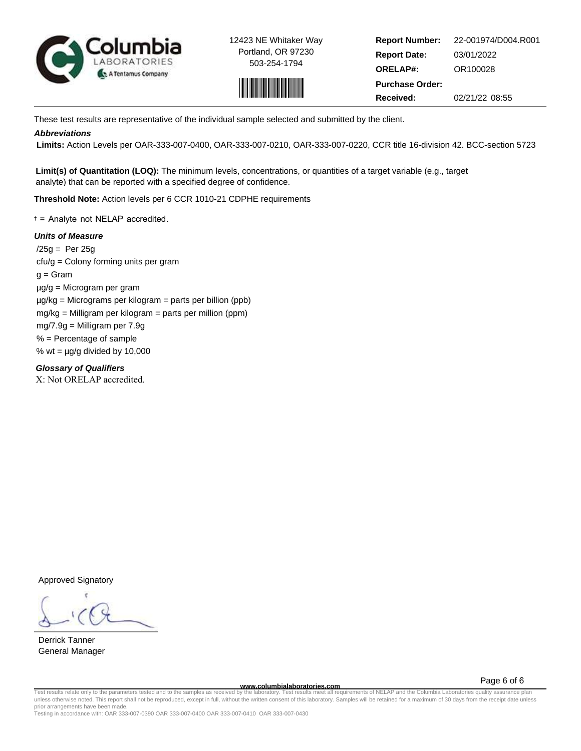12423 NE Whitaker Way
Portland, OR 97230
503-254-1794

| | |
|---|---|
| **Report Number:** | 22-001974/D004.R001 |
| **Report Date:** | 03/01/2022 |
| **ORELAP#:** | OR100028 |
| **Purchase Order:** | |
| **Received:** | 02/21/22 08:55 |

These test results are representative of the individual sample selected and submitted by the client.

***Abbreviations***

**Limits:** Action Levels per OAR-333-007-0400, OAR-333-007-0210, OAR-333-007-0220, CCR title 16-division 42. BCC-section 5723

**Limit(s) of Quantitation (LOQ):** The minimum levels, concentrations, or quantities of a target variable (e.g., target analyte) that can be reported with a specified degree of confidence.

**Threshold Note:** Action levels per 6 CCR 1010-21 CDPHE requirements

† = Analyte not NELAP accredited.

***Units of Measure***

/25g = Per 25g
cfu/g = Colony forming units per gram
g = Gram
µg/g = Microgram per gram
µg/kg = Micrograms per kilogram = parts per billion (ppb)
mg/kg = Milligram per kilogram = parts per million (ppm)
mg/7.9g = Milligram per 7.9g
% = Percentage of sample
% wt = µg/g divided by 10,000

***Glossary of Qualifiers***

X: Not ORELAP accredited.

Approved Signatory

Derrick Tanner
General Manager

www.columbialaboratories.com

Test results relate only to the parameters tested and to the samples as received by the laboratory. Test results meet all requirements of NELAP and the Columbia Laboratories quality assurance plan unless otherwise noted. This report shall not be reproduced, except in full, without the written consent of this laboratory. Samples will be retained for a maximum of 30 days from the receipt date unless prior arrangements have been made.
Testing in accordance with: OAR 333-007-0390 OAR 333-007-0400 OAR 333-007-0410 OAR 333-007-0430